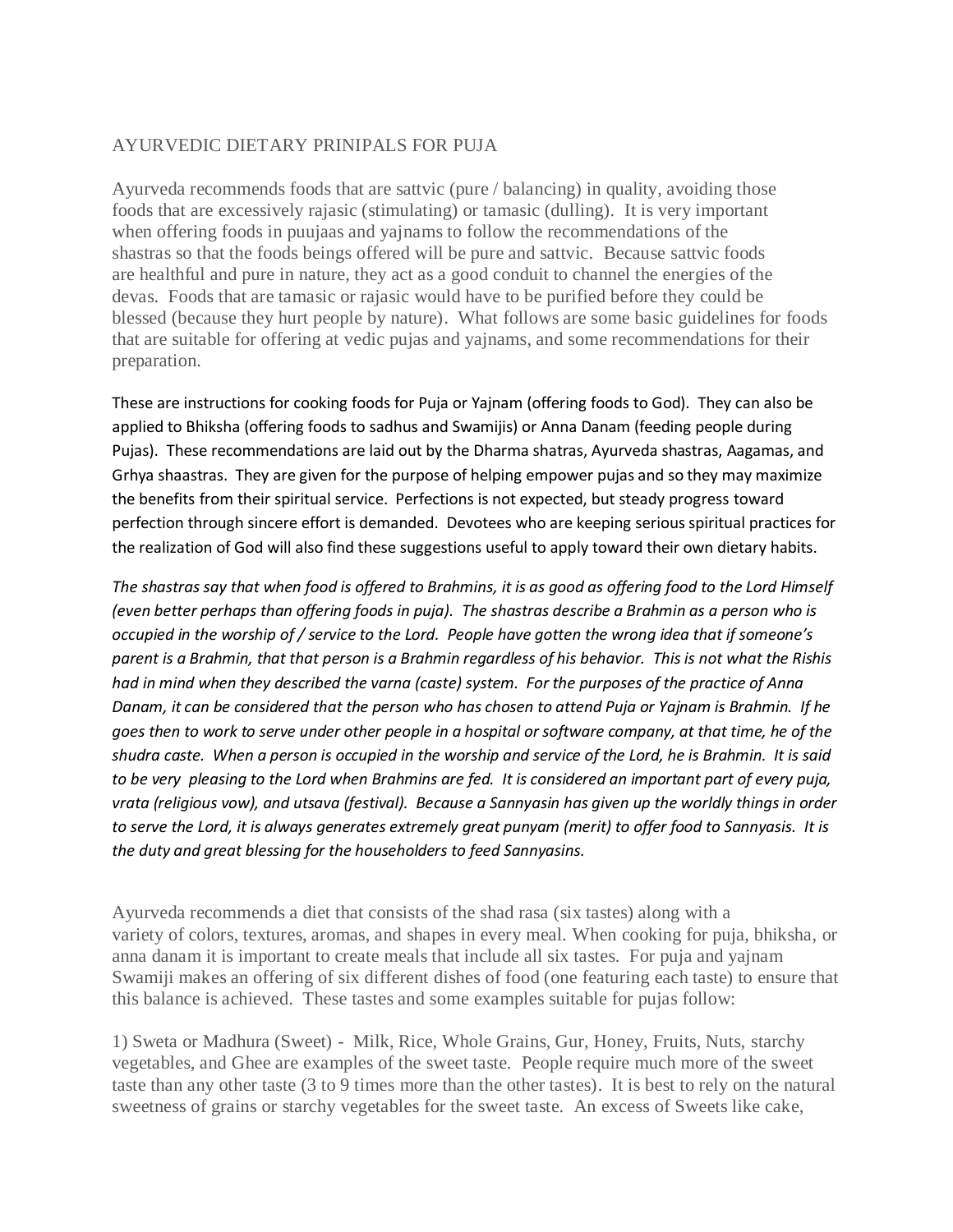# AYURVEDIC DIETARY PRINIPALS FOR PUJA

Ayurveda recommends foods that are sattvic (pure / balancing) in quality, avoiding those foods that are excessively rajasic (stimulating) or tamasic (dulling). It is very important when offering foods in puujaas and yajnams to follow the recommendations of the shastras so that the foods beings offered will be pure and sattvic. Because sattvic foods are healthful and pure in nature, they act as a good conduit to channel the energies of the devas. Foods that are tamasic or rajasic would have to be purified before they could be blessed (because they hurt people by nature). What follows are some basic guidelines for foods that are suitable for offering at vedic pujas and yajnams, and some recommendations for their preparation.

These are instructions for cooking foods for Puja or Yajnam (offering foods to God). They can also be applied to Bhiksha (offering foods to sadhus and Swamijis) or Anna Danam (feeding people during Pujas). These recommendations are laid out by the Dharma shatras, Ayurveda shastras, Aagamas, and Grhya shaastras. They are given for the purpose of helping empower pujas and so they may maximize the benefits from their spiritual service. Perfections is not expected, but steady progress toward perfection through sincere effort is demanded. Devotees who are keeping serious spiritual practices for the realization of God will also find these suggestions useful to apply toward their own dietary habits.

*The shastras say that when food is offered to Brahmins, it is as good as offering food to the Lord Himself (even better perhaps than offering foods in puja). The shastras describe a Brahmin as a person who is occupied in the worship of / service to the Lord. People have gotten the wrong idea that if someone's parent is a Brahmin, that that person is a Brahmin regardless of his behavior. This is not what the Rishis had in mind when they described the varna (caste) system. For the purposes of the practice of Anna Danam, it can be considered that the person who has chosen to attend Puja or Yajnam is Brahmin. If he goes then to work to serve under other people in a hospital or software company, at that time, he of the shudra caste. When a person is occupied in the worship and service of the Lord, he is Brahmin. It is said to be very pleasing to the Lord when Brahmins are fed. It is considered an important part of every puja, vrata (religious vow), and utsava (festival). Because a Sannyasin has given up the worldly things in order to serve the Lord, it is always generates extremely great punyam (merit) to offer food to Sannyasis. It is the duty and great blessing for the householders to feed Sannyasins.*

Ayurveda recommends a diet that consists of the shad rasa (six tastes) along with a variety of colors, textures, aromas, and shapes in every meal. When cooking for puja, bhiksha, or anna danam it is important to create meals that include all six tastes. For puja and yajnam Swamiji makes an offering of six different dishes of food (one featuring each taste) to ensure that this balance is achieved. These tastes and some examples suitable for pujas follow:

1) Sweta or Madhura (Sweet) - Milk, Rice, Whole Grains, Gur, Honey, Fruits, Nuts, starchy vegetables, and Ghee are examples of the sweet taste. People require much more of the sweet taste than any other taste (3 to 9 times more than the other tastes). It is best to rely on the natural sweetness of grains or starchy vegetables for the sweet taste. An excess of Sweets like cake,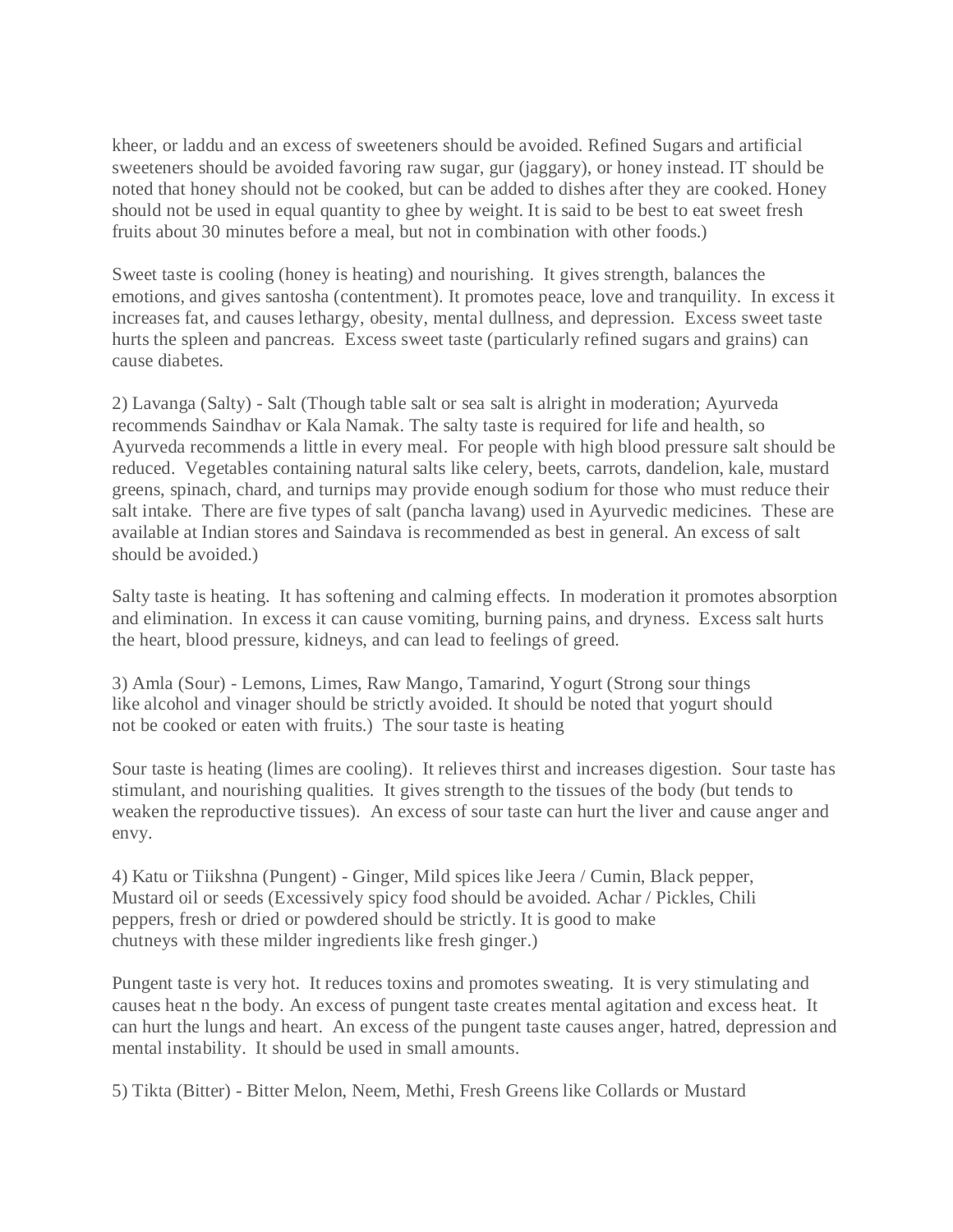kheer, or laddu and an excess of sweeteners should be avoided. Refined Sugars and artificial sweeteners should be avoided favoring raw sugar, gur (jaggary), or honey instead. IT should be noted that honey should not be cooked, but can be added to dishes after they are cooked. Honey should not be used in equal quantity to ghee by weight. It is said to be best to eat sweet fresh fruits about 30 minutes before a meal, but not in combination with other foods.)

Sweet taste is cooling (honey is heating) and nourishing. It gives strength, balances the emotions, and gives santosha (contentment). It promotes peace, love and tranquility. In excess it increases fat, and causes lethargy, obesity, mental dullness, and depression. Excess sweet taste hurts the spleen and pancreas. Excess sweet taste (particularly refined sugars and grains) can cause diabetes.

2) Lavanga (Salty) - Salt (Though table salt or sea salt is alright in moderation; Ayurveda recommends Saindhav or Kala Namak. The salty taste is required for life and health, so Ayurveda recommends a little in every meal. For people with high blood pressure salt should be reduced. Vegetables containing natural salts like celery, beets, carrots, dandelion, kale, mustard greens, spinach, chard, and turnips may provide enough sodium for those who must reduce their salt intake. There are five types of salt (pancha lavang) used in Ayurvedic medicines. These are available at Indian stores and Saindava is recommended as best in general. An excess of salt should be avoided.)

Salty taste is heating. It has softening and calming effects. In moderation it promotes absorption and elimination. In excess it can cause vomiting, burning pains, and dryness. Excess salt hurts the heart, blood pressure, kidneys, and can lead to feelings of greed.

3) Amla (Sour) - Lemons, Limes, Raw Mango, Tamarind, Yogurt (Strong sour things like alcohol and vinager should be strictly avoided. It should be noted that yogurt should not be cooked or eaten with fruits.) The sour taste is heating

Sour taste is heating (limes are cooling). It relieves thirst and increases digestion. Sour taste has stimulant, and nourishing qualities. It gives strength to the tissues of the body (but tends to weaken the reproductive tissues). An excess of sour taste can hurt the liver and cause anger and envy.

4) Katu or Tiikshna (Pungent) - Ginger, Mild spices like Jeera / Cumin, Black pepper, Mustard oil or seeds (Excessively spicy food should be avoided. Achar / Pickles, Chili peppers, fresh or dried or powdered should be strictly. It is good to make chutneys with these milder ingredients like fresh ginger.)

Pungent taste is very hot. It reduces toxins and promotes sweating. It is very stimulating and causes heat n the body. An excess of pungent taste creates mental agitation and excess heat. It can hurt the lungs and heart. An excess of the pungent taste causes anger, hatred, depression and mental instability. It should be used in small amounts.

5) Tikta (Bitter) - Bitter Melon, Neem, Methi, Fresh Greens like Collards or Mustard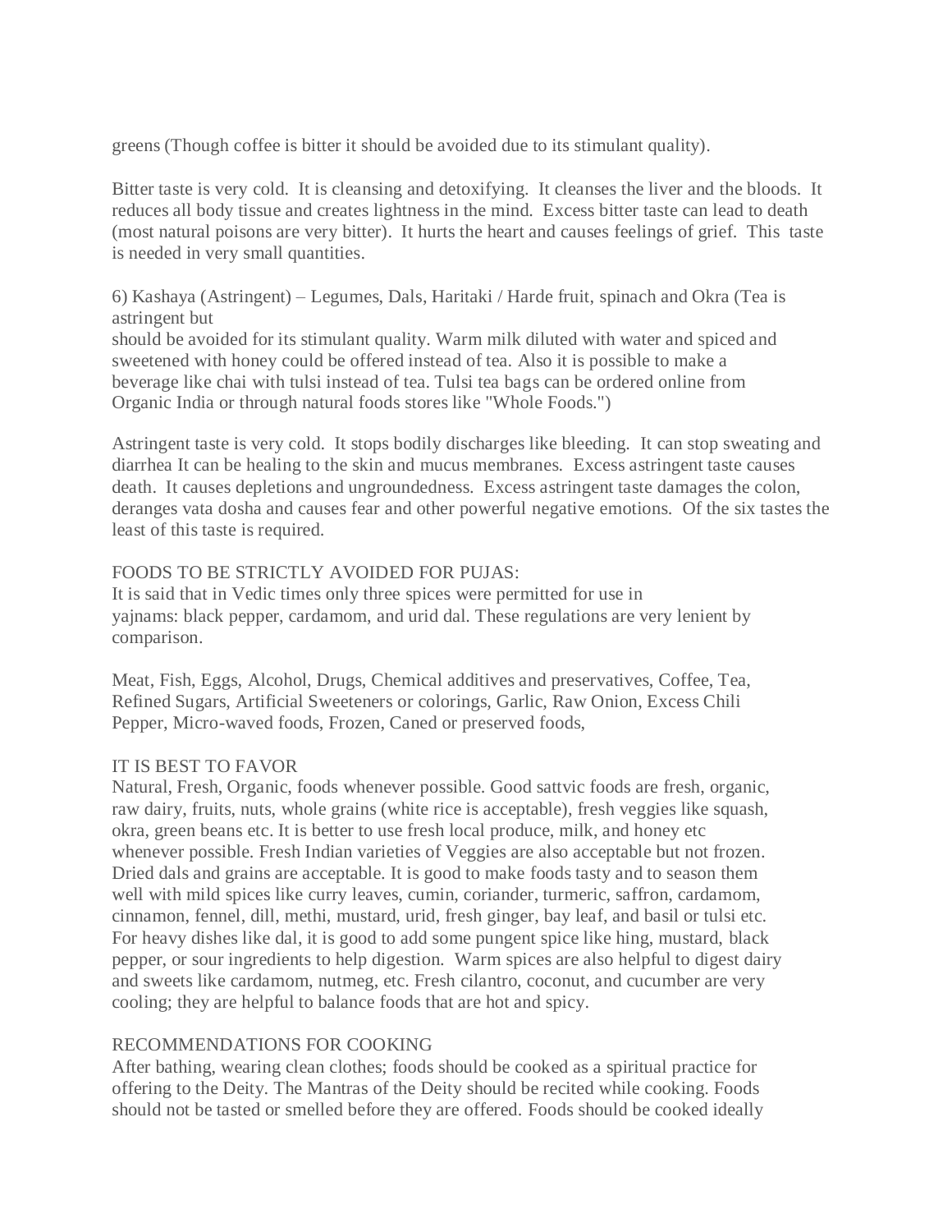greens (Though coffee is bitter it should be avoided due to its stimulant quality).

Bitter taste is very cold. It is cleansing and detoxifying. It cleanses the liver and the bloods. It reduces all body tissue and creates lightness in the mind. Excess bitter taste can lead to death (most natural poisons are very bitter). It hurts the heart and causes feelings of grief. This taste is needed in very small quantities.

6) Kashaya (Astringent) – Legumes, Dals, Haritaki / Harde fruit, spinach and Okra (Tea is astringent but
should be avoided for its stimulant quality. Warm milk diluted with water and spiced and sweetened with honey could be offered instead of tea. Also it is possible to make a beverage like chai with tulsi instead of tea. Tulsi tea bags can be ordered online from Organic India or through natural foods stores like "Whole Foods.")

Astringent taste is very cold. It stops bodily discharges like bleeding. It can stop sweating and diarrhea It can be healing to the skin and mucus membranes. Excess astringent taste causes death. It causes depletions and ungroundedness. Excess astringent taste damages the colon, deranges vata dosha and causes fear and other powerful negative emotions. Of the six tastes the least of this taste is required.

FOODS TO BE STRICTLY AVOIDED FOR PUJAS:
It is said that in Vedic times only three spices were permitted for use in yajnams: black pepper, cardamom, and urid dal. These regulations are very lenient by comparison.

Meat, Fish, Eggs, Alcohol, Drugs, Chemical additives and preservatives, Coffee, Tea, Refined Sugars, Artificial Sweeteners or colorings, Garlic, Raw Onion, Excess Chili Pepper, Micro-waved foods, Frozen, Caned or preserved foods,

IT IS BEST TO FAVOR
Natural, Fresh, Organic, foods whenever possible. Good sattvic foods are fresh, organic, raw dairy, fruits, nuts, whole grains (white rice is acceptable), fresh veggies like squash, okra, green beans etc. It is better to use fresh local produce, milk, and honey etc whenever possible. Fresh Indian varieties of Veggies are also acceptable but not frozen. Dried dals and grains are acceptable. It is good to make foods tasty and to season them well with mild spices like curry leaves, cumin, coriander, turmeric, saffron, cardamom, cinnamon, fennel, dill, methi, mustard, urid, fresh ginger, bay leaf, and basil or tulsi etc. For heavy dishes like dal, it is good to add some pungent spice like hing, mustard, black pepper, or sour ingredients to help digestion. Warm spices are also helpful to digest dairy and sweets like cardamom, nutmeg, etc. Fresh cilantro, coconut, and cucumber are very cooling; they are helpful to balance foods that are hot and spicy.

RECOMMENDATIONS FOR COOKING
After bathing, wearing clean clothes; foods should be cooked as a spiritual practice for offering to the Deity. The Mantras of the Deity should be recited while cooking. Foods should not be tasted or smelled before they are offered. Foods should be cooked ideally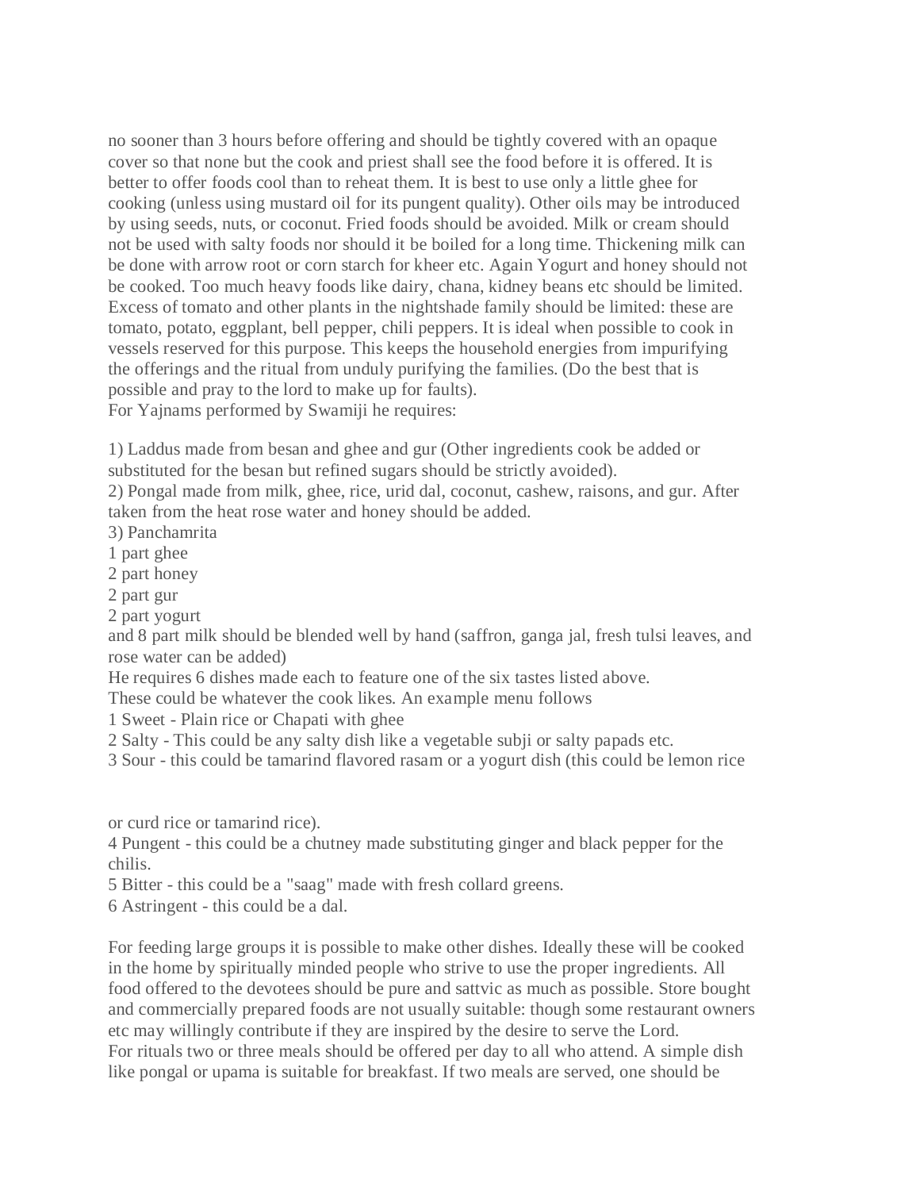no sooner than 3 hours before offering and should be tightly covered with an opaque cover so that none but the cook and priest shall see the food before it is offered. It is better to offer foods cool than to reheat them. It is best to use only a little ghee for cooking (unless using mustard oil for its pungent quality). Other oils may be introduced by using seeds, nuts, or coconut. Fried foods should be avoided. Milk or cream should not be used with salty foods nor should it be boiled for a long time. Thickening milk can be done with arrow root or corn starch for kheer etc. Again Yogurt and honey should not be cooked. Too much heavy foods like dairy, chana, kidney beans etc should be limited. Excess of tomato and other plants in the nightshade family should be limited: these are tomato, potato, eggplant, bell pepper, chili peppers. It is ideal when possible to cook in vessels reserved for this purpose. This keeps the household energies from impurifying the offerings and the ritual from unduly purifying the families. (Do the best that is possible and pray to the lord to make up for faults).
For Yajnams performed by Swamiji he requires:

1) Laddus made from besan and ghee and gur (Other ingredients cook be added or substituted for the besan but refined sugars should be strictly avoided).
2) Pongal made from milk, ghee, rice, urid dal, coconut, cashew, raisons, and gur. After taken from the heat rose water and honey should be added.
3) Panchamrita
1 part ghee
2 part honey
2 part gur
2 part yogurt
and 8 part milk should be blended well by hand (saffron, ganga jal, fresh tulsi leaves, and rose water can be added)
He requires 6 dishes made each to feature one of the six tastes listed above.
These could be whatever the cook likes. An example menu follows
1 Sweet - Plain rice or Chapati with ghee
2 Salty - This could be any salty dish like a vegetable subji or salty papads etc.
3 Sour - this could be tamarind flavored rasam or a yogurt dish (this could be lemon rice or curd rice or tamarind rice).
4 Pungent - this could be a chutney made substituting ginger and black pepper for the chilis.
5 Bitter - this could be a "saag" made with fresh collard greens.
6 Astringent - this could be a dal.

For feeding large groups it is possible to make other dishes. Ideally these will be cooked in the home by spiritually minded people who strive to use the proper ingredients. All food offered to the devotees should be pure and sattvic as much as possible. Store bought and commercially prepared foods are not usually suitable: though some restaurant owners etc may willingly contribute if they are inspired by the desire to serve the Lord.
For rituals two or three meals should be offered per day to all who attend. A simple dish like pongal or upama is suitable for breakfast. If two meals are served, one should be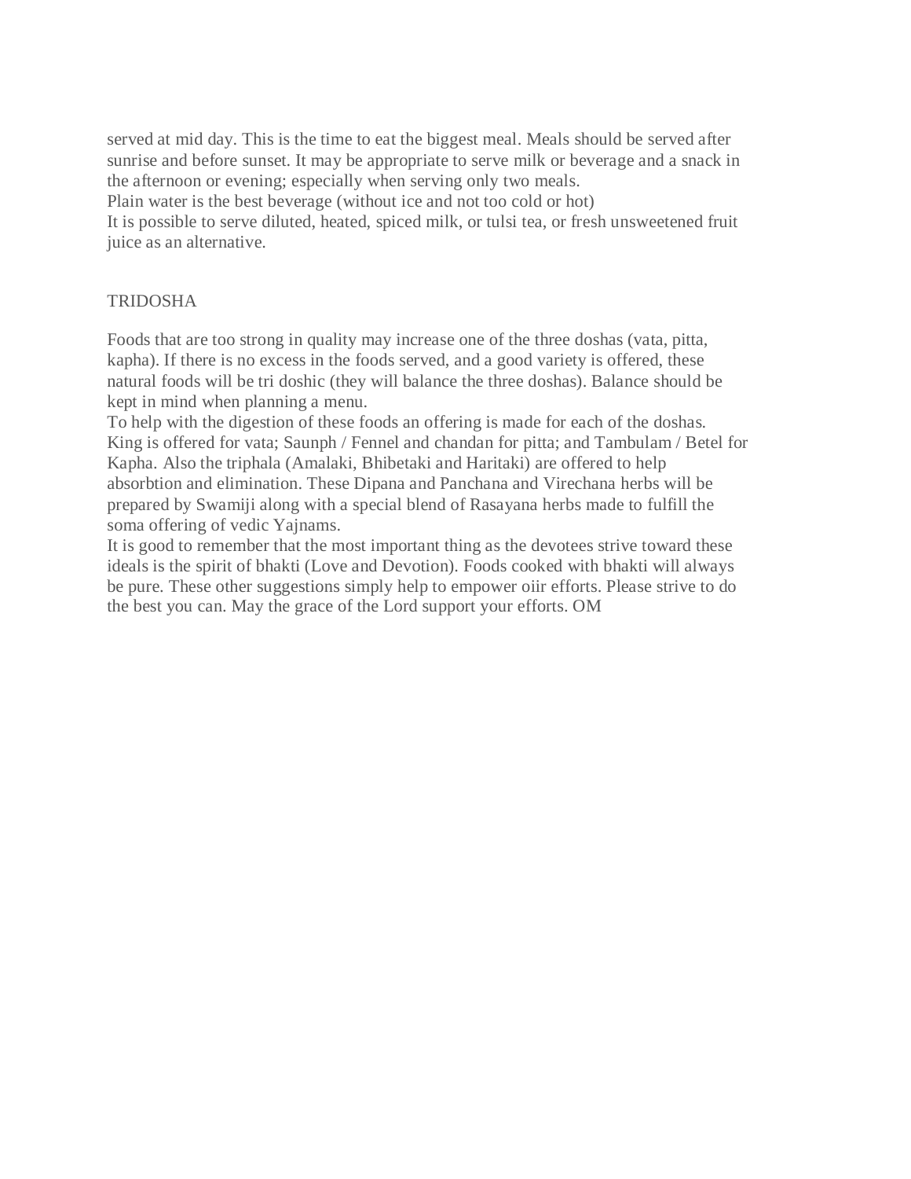served at mid day. This is the time to eat the biggest meal. Meals should be served after sunrise and before sunset. It may be appropriate to serve milk or beverage and a snack in the afternoon or evening; especially when serving only two meals.
Plain water is the best beverage (without ice and not too cold or hot)
It is possible to serve diluted, heated, spiced milk, or tulsi tea, or fresh unsweetened fruit juice as an alternative.

## TRIDOSHA

Foods that are too strong in quality may increase one of the three doshas (vata, pitta, kapha). If there is no excess in the foods served, and a good variety is offered, these natural foods will be tri doshic (they will balance the three doshas). Balance should be kept in mind when planning a menu.
To help with the digestion of these foods an offering is made for each of the doshas. King is offered for vata; Saunph / Fennel and chandan for pitta; and Tambulam / Betel for Kapha. Also the triphala (Amalaki, Bhibetaki and Haritaki) are offered to help absorbtion and elimination. These Dipana and Panchana and Virechana herbs will be prepared by Swamiji along with a special blend of Rasayana herbs made to fulfill the soma offering of vedic Yajnams.
It is good to remember that the most important thing as the devotees strive toward these ideals is the spirit of bhakti (Love and Devotion). Foods cooked with bhakti will always be pure. These other suggestions simply help to empower oiir efforts. Please strive to do the best you can. May the grace of the Lord support your efforts. OM